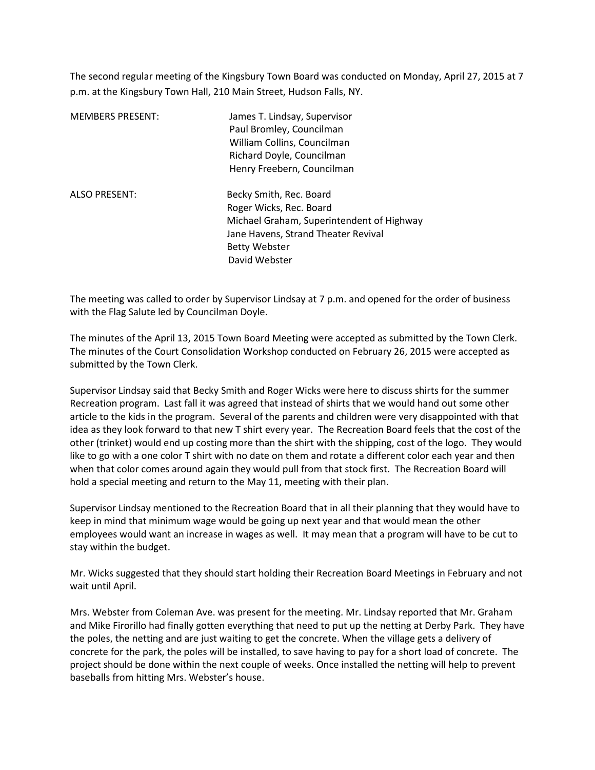The second regular meeting of the Kingsbury Town Board was conducted on Monday, April 27, 2015 at 7 p.m. at the Kingsbury Town Hall, 210 Main Street, Hudson Falls, NY.

| | |
|---|---|
| MEMBERS PRESENT: | James T. Lindsay, Supervisor |
| | Paul Bromley, Councilman |
| | William Collins, Councilman |
| | Richard Doyle, Councilman |
| | Henry Freebern, Councilman |
| ALSO PRESENT: | Becky Smith, Rec. Board |
| | Roger Wicks, Rec. Board |
| | Michael Graham, Superintendent of Highway |
| | Jane Havens, Strand Theater Revival |
| | Betty Webster |
| | David Webster |

The meeting was called to order by Supervisor Lindsay at 7 p.m. and opened for the order of business with the Flag Salute led by Councilman Doyle.

The minutes of the April 13, 2015 Town Board Meeting were accepted as submitted by the Town Clerk. The minutes of the Court Consolidation Workshop conducted on February 26, 2015 were accepted as submitted by the Town Clerk.

Supervisor Lindsay said that Becky Smith and Roger Wicks were here to discuss shirts for the summer Recreation program. Last fall it was agreed that instead of shirts that we would hand out some other article to the kids in the program. Several of the parents and children were very disappointed with that idea as they look forward to that new T shirt every year. The Recreation Board feels that the cost of the other (trinket) would end up costing more than the shirt with the shipping, cost of the logo. They would like to go with a one color T shirt with no date on them and rotate a different color each year and then when that color comes around again they would pull from that stock first. The Recreation Board will hold a special meeting and return to the May 11, meeting with their plan.

Supervisor Lindsay mentioned to the Recreation Board that in all their planning that they would have to keep in mind that minimum wage would be going up next year and that would mean the other employees would want an increase in wages as well. It may mean that a program will have to be cut to stay within the budget.

Mr. Wicks suggested that they should start holding their Recreation Board Meetings in February and not wait until April.

Mrs. Webster from Coleman Ave. was present for the meeting. Mr. Lindsay reported that Mr. Graham and Mike Firorillo had finally gotten everything that need to put up the netting at Derby Park. They have the poles, the netting and are just waiting to get the concrete. When the village gets a delivery of concrete for the park, the poles will be installed, to save having to pay for a short load of concrete. The project should be done within the next couple of weeks. Once installed the netting will help to prevent baseballs from hitting Mrs. Webster's house.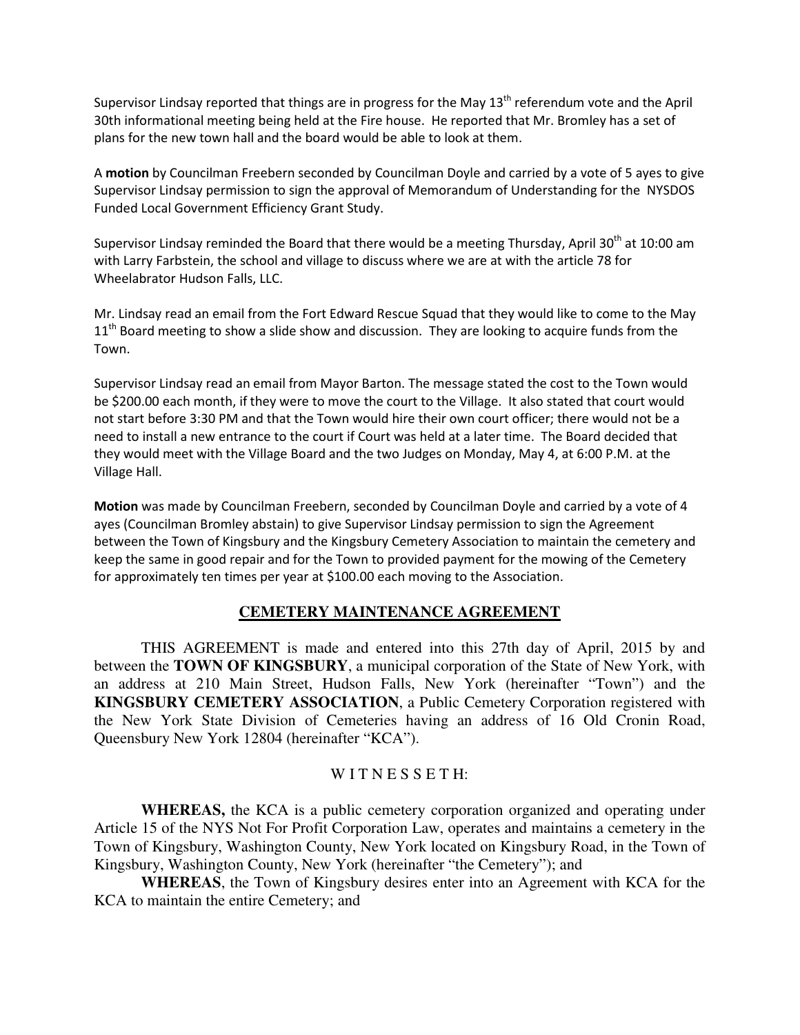Supervisor Lindsay reported that things are in progress for the May 13th referendum vote and the April 30th informational meeting being held at the Fire house. He reported that Mr. Bromley has a set of plans for the new town hall and the board would be able to look at them.

A **motion** by Councilman Freebern seconded by Councilman Doyle and carried by a vote of 5 ayes to give Supervisor Lindsay permission to sign the approval of Memorandum of Understanding for the NYSDOS Funded Local Government Efficiency Grant Study.

Supervisor Lindsay reminded the Board that there would be a meeting Thursday, April 30th at 10:00 am with Larry Farbstein, the school and village to discuss where we are at with the article 78 for Wheelabrator Hudson Falls, LLC.

Mr. Lindsay read an email from the Fort Edward Rescue Squad that they would like to come to the May 11th Board meeting to show a slide show and discussion. They are looking to acquire funds from the Town.

Supervisor Lindsay read an email from Mayor Barton. The message stated the cost to the Town would be $200.00 each month, if they were to move the court to the Village. It also stated that court would not start before 3:30 PM and that the Town would hire their own court officer; there would not be a need to install a new entrance to the court if Court was held at a later time. The Board decided that they would meet with the Village Board and the two Judges on Monday, May 4, at 6:00 P.M. at the Village Hall.

**Motion** was made by Councilman Freebern, seconded by Councilman Doyle and carried by a vote of 4 ayes (Councilman Bromley abstain) to give Supervisor Lindsay permission to sign the Agreement between the Town of Kingsbury and the Kingsbury Cemetery Association to maintain the cemetery and keep the same in good repair and for the Town to provided payment for the mowing of the Cemetery for approximately ten times per year at $100.00 each moving to the Association.

## CEMETERY MAINTENANCE AGREEMENT

THIS AGREEMENT is made and entered into this 27th day of April, 2015 by and between the **TOWN OF KINGSBURY**, a municipal corporation of the State of New York, with an address at 210 Main Street, Hudson Falls, New York (hereinafter "Town") and the **KINGSBURY CEMETERY ASSOCIATION**, a Public Cemetery Corporation registered with the New York State Division of Cemeteries having an address of 16 Old Cronin Road, Queensbury New York 12804 (hereinafter "KCA").

W I T N E S S E T H:

**WHEREAS,** the KCA is a public cemetery corporation organized and operating under Article 15 of the NYS Not For Profit Corporation Law, operates and maintains a cemetery in the Town of Kingsbury, Washington County, New York located on Kingsbury Road, in the Town of Kingsbury, Washington County, New York (hereinafter "the Cemetery"); and

**WHEREAS**, the Town of Kingsbury desires enter into an Agreement with KCA for the KCA to maintain the entire Cemetery; and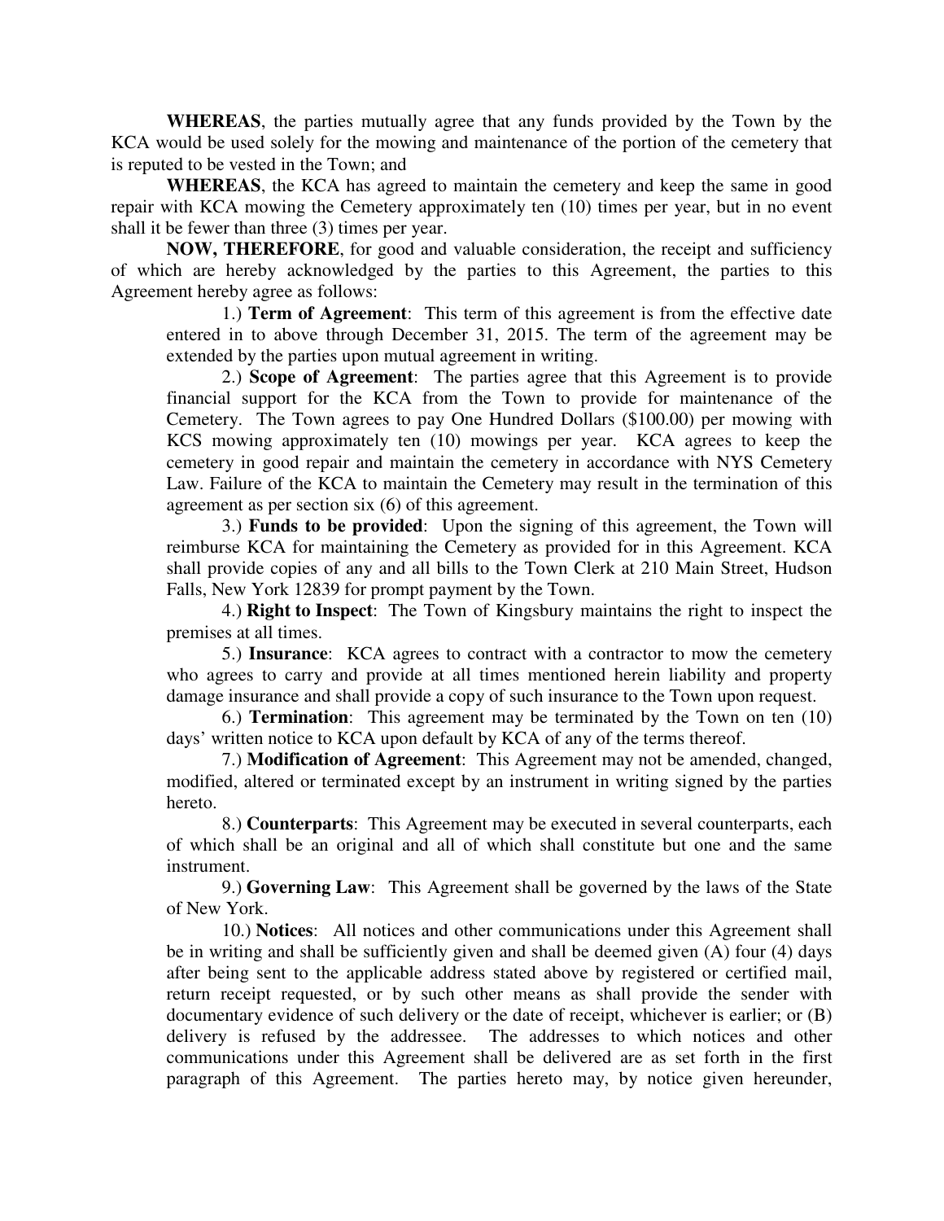**WHEREAS**, the parties mutually agree that any funds provided by the Town by the KCA would be used solely for the mowing and maintenance of the portion of the cemetery that is reputed to be vested in the Town; and

**WHEREAS**, the KCA has agreed to maintain the cemetery and keep the same in good repair with KCA mowing the Cemetery approximately ten (10) times per year, but in no event shall it be fewer than three (3) times per year.

**NOW, THEREFORE**, for good and valuable consideration, the receipt and sufficiency of which are hereby acknowledged by the parties to this Agreement, the parties to this Agreement hereby agree as follows:

1.) **Term of Agreement**: This term of this agreement is from the effective date entered in to above through December 31, 2015. The term of the agreement may be extended by the parties upon mutual agreement in writing.

2.) **Scope of Agreement**: The parties agree that this Agreement is to provide financial support for the KCA from the Town to provide for maintenance of the Cemetery. The Town agrees to pay One Hundred Dollars ($100.00) per mowing with KCS mowing approximately ten (10) mowings per year. KCA agrees to keep the cemetery in good repair and maintain the cemetery in accordance with NYS Cemetery Law. Failure of the KCA to maintain the Cemetery may result in the termination of this agreement as per section six (6) of this agreement.

3.) **Funds to be provided**: Upon the signing of this agreement, the Town will reimburse KCA for maintaining the Cemetery as provided for in this Agreement. KCA shall provide copies of any and all bills to the Town Clerk at 210 Main Street, Hudson Falls, New York 12839 for prompt payment by the Town.

4.) **Right to Inspect**: The Town of Kingsbury maintains the right to inspect the premises at all times.

5.) **Insurance**: KCA agrees to contract with a contractor to mow the cemetery who agrees to carry and provide at all times mentioned herein liability and property damage insurance and shall provide a copy of such insurance to the Town upon request.

6.) **Termination**: This agreement may be terminated by the Town on ten (10) days' written notice to KCA upon default by KCA of any of the terms thereof.

7.) **Modification of Agreement**: This Agreement may not be amended, changed, modified, altered or terminated except by an instrument in writing signed by the parties hereto.

8.) **Counterparts**: This Agreement may be executed in several counterparts, each of which shall be an original and all of which shall constitute but one and the same instrument.

9.) **Governing Law**: This Agreement shall be governed by the laws of the State of New York.

10.) **Notices**: All notices and other communications under this Agreement shall be in writing and shall be sufficiently given and shall be deemed given (A) four (4) days after being sent to the applicable address stated above by registered or certified mail, return receipt requested, or by such other means as shall provide the sender with documentary evidence of such delivery or the date of receipt, whichever is earlier; or (B) delivery is refused by the addressee. The addresses to which notices and other communications under this Agreement shall be delivered are as set forth in the first paragraph of this Agreement. The parties hereto may, by notice given hereunder,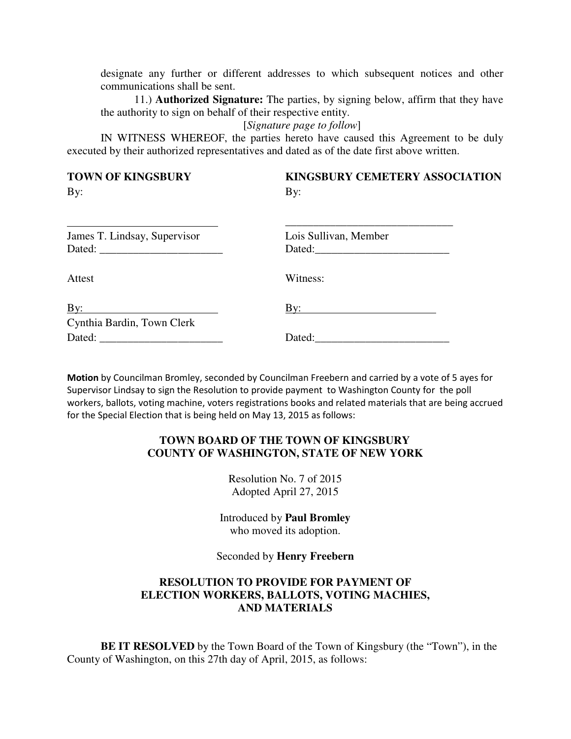designate any further or different addresses to which subsequent notices and other communications shall be sent.

11.) **Authorized Signature:** The parties, by signing below, affirm that they have the authority to sign on behalf of their respective entity.

[*Signature page to follow*]

IN WITNESS WHEREOF, the parties hereto have caused this Agreement to be duly executed by their authorized representatives and dated as of the date first above written.

| **TOWN OF KINGSBURY** | **KINGSBURY CEMETERY ASSOCIATION** |
|---|---|
| By: | By: |
| ___________________________ | ______________________________ |
| James T. Lindsay, Supervisor | Lois Sullivan, Member |
| Dated: ______________________ | Dated:________________________ |
| Attest | Witness: |
| By:________________________ | By:________________________ |
| Cynthia Bardin, Town Clerk | |
| Dated: ______________________ | Dated:________________________ |

**Motion** by Councilman Bromley, seconded by Councilman Freebern and carried by a vote of 5 ayes for Supervisor Lindsay to sign the Resolution to provide payment to Washington County for the poll workers, ballots, voting machine, voters registrations books and related materials that are being accrued for the Special Election that is being held on May 13, 2015 as follows:

**TOWN BOARD OF THE TOWN OF KINGSBURY**
**COUNTY OF WASHINGTON, STATE OF NEW YORK**

Resolution No. 7 of 2015
Adopted April 27, 2015

Introduced by **Paul Bromley**
who moved its adoption.

Seconded by **Henry Freebern**

**RESOLUTION TO PROVIDE FOR PAYMENT OF ELECTION WORKERS, BALLOTS, VOTING MACHIES, AND MATERIALS**

**BE IT RESOLVED** by the Town Board of the Town of Kingsbury (the "Town"), in the County of Washington, on this 27th day of April, 2015, as follows: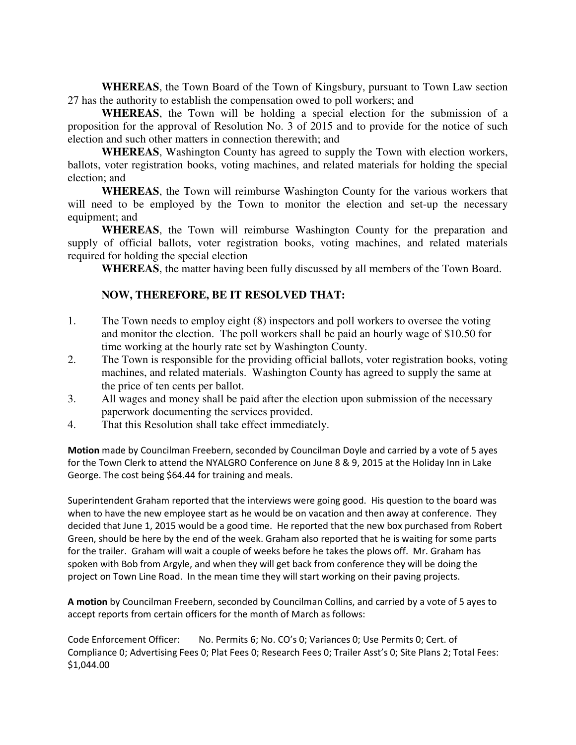**WHEREAS**, the Town Board of the Town of Kingsbury, pursuant to Town Law section 27 has the authority to establish the compensation owed to poll workers; and

**WHEREAS**, the Town will be holding a special election for the submission of a proposition for the approval of Resolution No. 3 of 2015 and to provide for the notice of such election and such other matters in connection therewith; and

**WHEREAS**, Washington County has agreed to supply the Town with election workers, ballots, voter registration books, voting machines, and related materials for holding the special election; and

**WHEREAS**, the Town will reimburse Washington County for the various workers that will need to be employed by the Town to monitor the election and set-up the necessary equipment; and

**WHEREAS**, the Town will reimburse Washington County for the preparation and supply of official ballots, voter registration books, voting machines, and related materials required for holding the special election

**WHEREAS**, the matter having been fully discussed by all members of the Town Board.

**NOW, THEREFORE, BE IT RESOLVED THAT:**

1. The Town needs to employ eight (8) inspectors and poll workers to oversee the voting and monitor the election. The poll workers shall be paid an hourly wage of $10.50 for time working at the hourly rate set by Washington County.
2. The Town is responsible for the providing official ballots, voter registration books, voting machines, and related materials. Washington County has agreed to supply the same at the price of ten cents per ballot.
3. All wages and money shall be paid after the election upon submission of the necessary paperwork documenting the services provided.
4. That this Resolution shall take effect immediately.

**Motion** made by Councilman Freebern, seconded by Councilman Doyle and carried by a vote of 5 ayes for the Town Clerk to attend the NYALGRO Conference on June 8 & 9, 2015 at the Holiday Inn in Lake George. The cost being $64.44 for training and meals.

Superintendent Graham reported that the interviews were going good. His question to the board was when to have the new employee start as he would be on vacation and then away at conference. They decided that June 1, 2015 would be a good time. He reported that the new box purchased from Robert Green, should be here by the end of the week. Graham also reported that he is waiting for some parts for the trailer. Graham will wait a couple of weeks before he takes the plows off. Mr. Graham has spoken with Bob from Argyle, and when they will get back from conference they will be doing the project on Town Line Road. In the mean time they will start working on their paving projects.

**A motion** by Councilman Freebern, seconded by Councilman Collins, and carried by a vote of 5 ayes to accept reports from certain officers for the month of March as follows:

Code Enforcement Officer: No. Permits 6; No. CO's 0; Variances 0; Use Permits 0; Cert. of Compliance 0; Advertising Fees 0; Plat Fees 0; Research Fees 0; Trailer Asst's 0; Site Plans 2; Total Fees: $1,044.00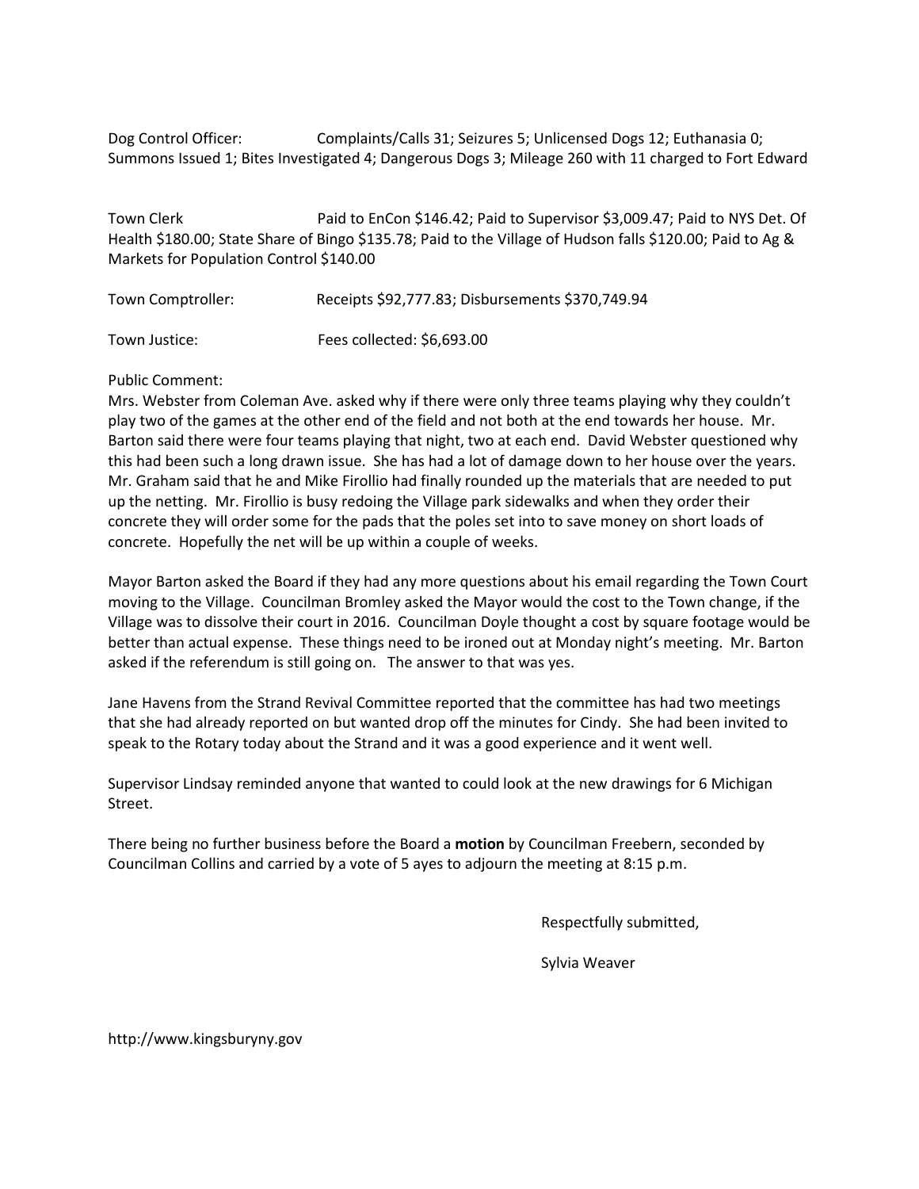Dog Control Officer: Complaints/Calls 31; Seizures 5; Unlicensed Dogs 12; Euthanasia 0; Summons Issued 1; Bites Investigated 4; Dangerous Dogs 3; Mileage 260 with 11 charged to Fort Edward

Town Clerk Paid to EnCon $146.42; Paid to Supervisor $3,009.47; Paid to NYS Det. Of Health $180.00; State Share of Bingo $135.78; Paid to the Village of Hudson falls $120.00; Paid to Ag & Markets for Population Control $140.00

Town Comptroller: Receipts $92,777.83; Disbursements $370,749.94

Town Justice: Fees collected: $6,693.00

Public Comment:
Mrs. Webster from Coleman Ave. asked why if there were only three teams playing why they couldn't play two of the games at the other end of the field and not both at the end towards her house. Mr. Barton said there were four teams playing that night, two at each end. David Webster questioned why this had been such a long drawn issue. She has had a lot of damage down to her house over the years. Mr. Graham said that he and Mike Firollio had finally rounded up the materials that are needed to put up the netting. Mr. Firollio is busy redoing the Village park sidewalks and when they order their concrete they will order some for the pads that the poles set into to save money on short loads of concrete. Hopefully the net will be up within a couple of weeks.

Mayor Barton asked the Board if they had any more questions about his email regarding the Town Court moving to the Village. Councilman Bromley asked the Mayor would the cost to the Town change, if the Village was to dissolve their court in 2016. Councilman Doyle thought a cost by square footage would be better than actual expense. These things need to be ironed out at Monday night's meeting. Mr. Barton asked if the referendum is still going on. The answer to that was yes.

Jane Havens from the Strand Revival Committee reported that the committee has had two meetings that she had already reported on but wanted drop off the minutes for Cindy. She had been invited to speak to the Rotary today about the Strand and it was a good experience and it went well.

Supervisor Lindsay reminded anyone that wanted to could look at the new drawings for 6 Michigan Street.

There being no further business before the Board a **motion** by Councilman Freebern, seconded by Councilman Collins and carried by a vote of 5 ayes to adjourn the meeting at 8:15 p.m.

Respectfully submitted,

Sylvia Weaver

http://www.kingsburyny.gov